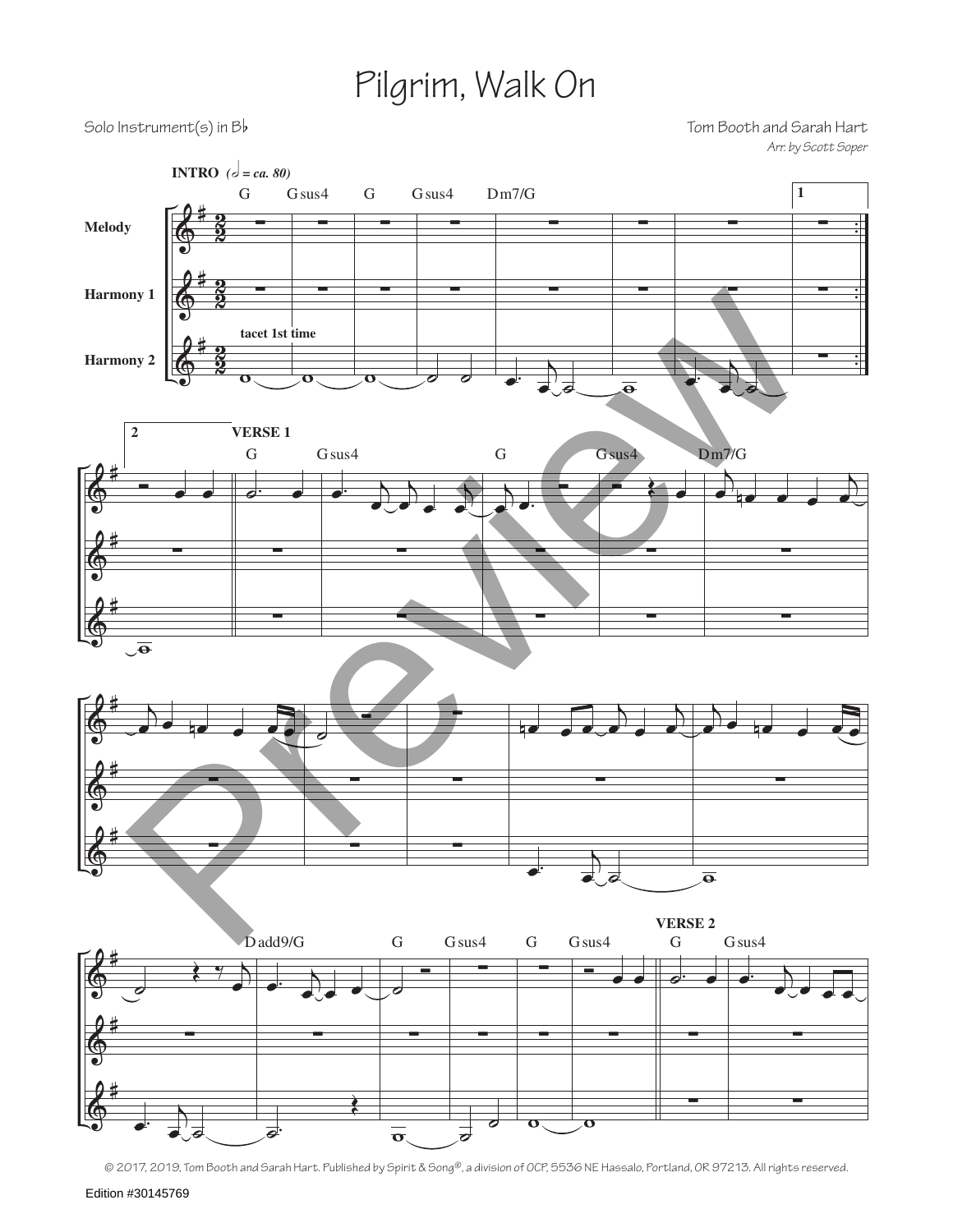# Pilgrim, Walk On

Solo Instrument(s) in B♭

Tom Booth and Sarah Hart

*Arr. by Scott Soper*

© 2017, 2019, Tom Booth and Sarah Hart. Published by Spirit & Song®, a division of OCP, 5536 NE Hassalo, Portland, OR 97213. All rights reserved.

Edition #30145769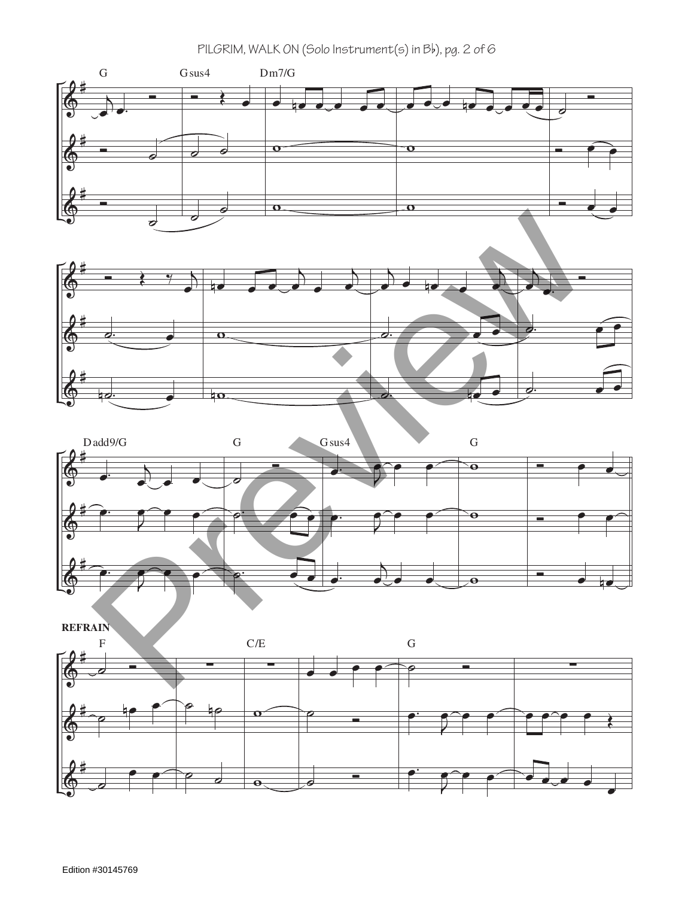G Gsus4 Dm7/G

Dadd9/G G Gsus4 G

**REFRAIN**

F C/E G

Edition #30145769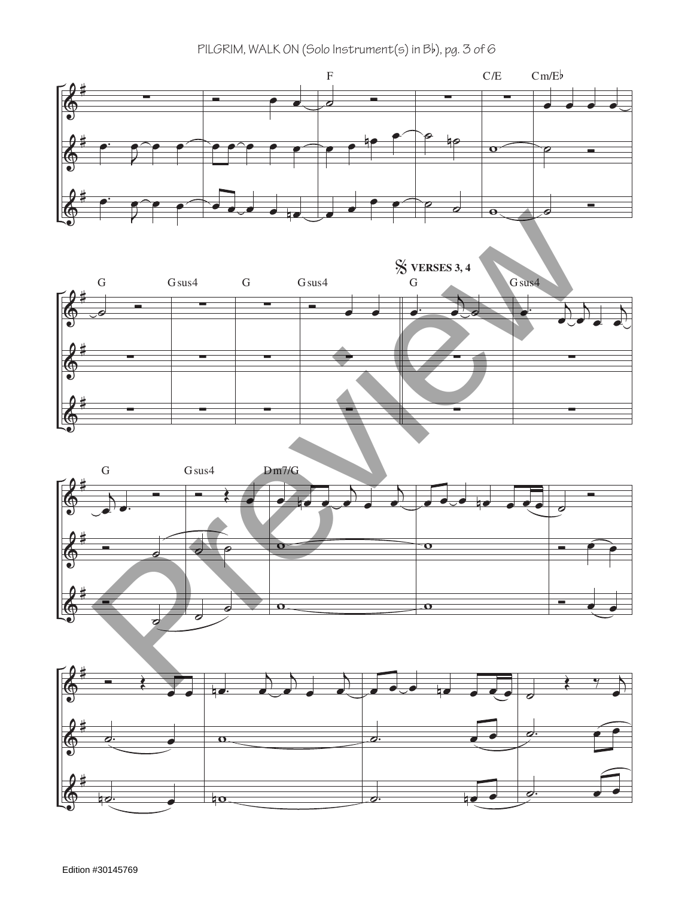F C/E Cm/E♭

G Gsus4 G Gsus4 𝄋 **VERSES 3, 4** G Gsus4

G Gsus4 Dm7/G

Edition #30145769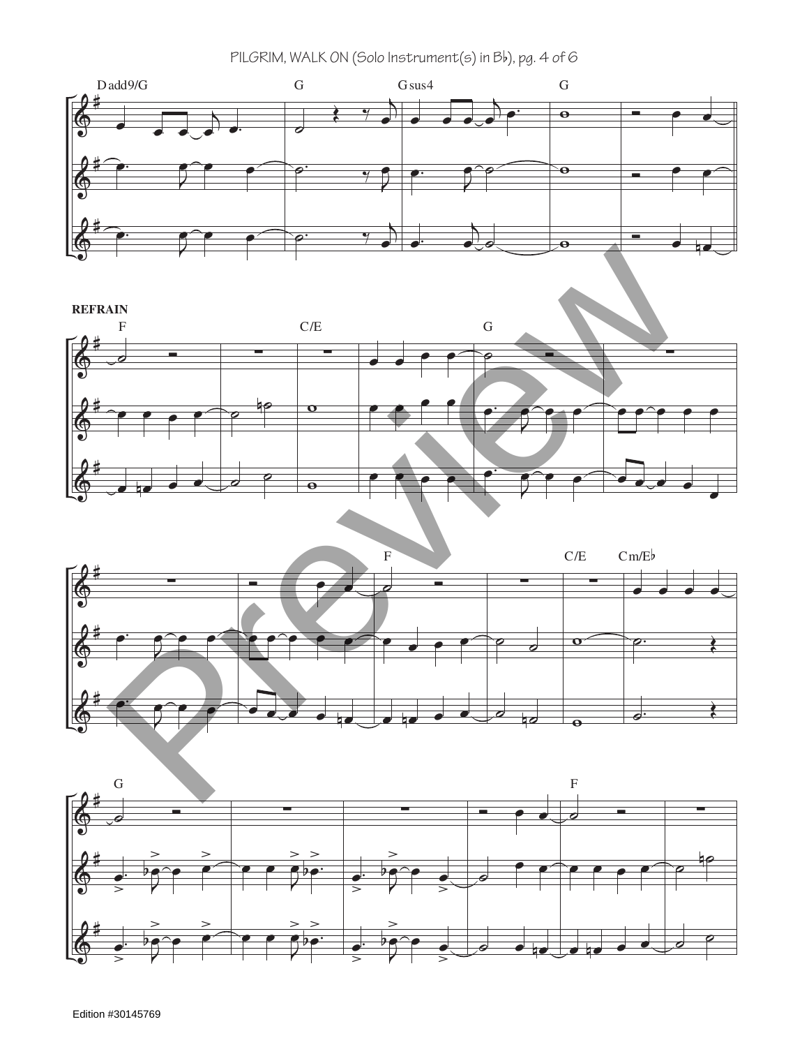Dadd9/G G Gsus4 G

**REFRAIN**

F C/E G

F C/E Cm/E♭

G F

Edition #30145769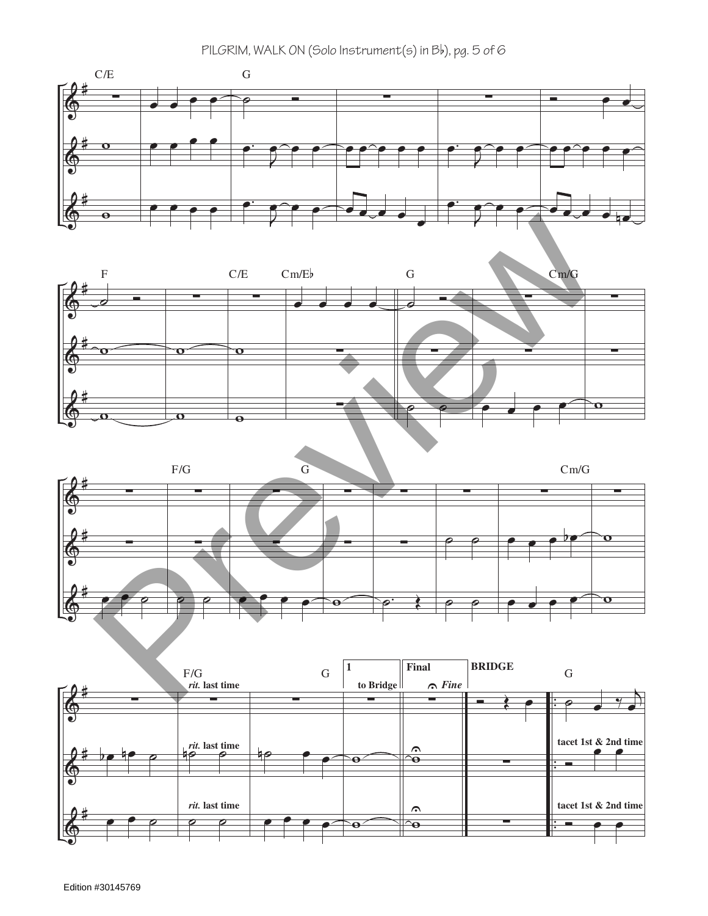C/E G

F C/E Cm/E♭ G Cm/G

F/G G Cm/G

F/G *rit.* **last time** G **1** **to Bridge** **Final** *Fine* **BRIDGE** G

*rit.* **last time**

**tacet 1st & 2nd time**

*rit.* **last time**

**tacet 1st & 2nd time**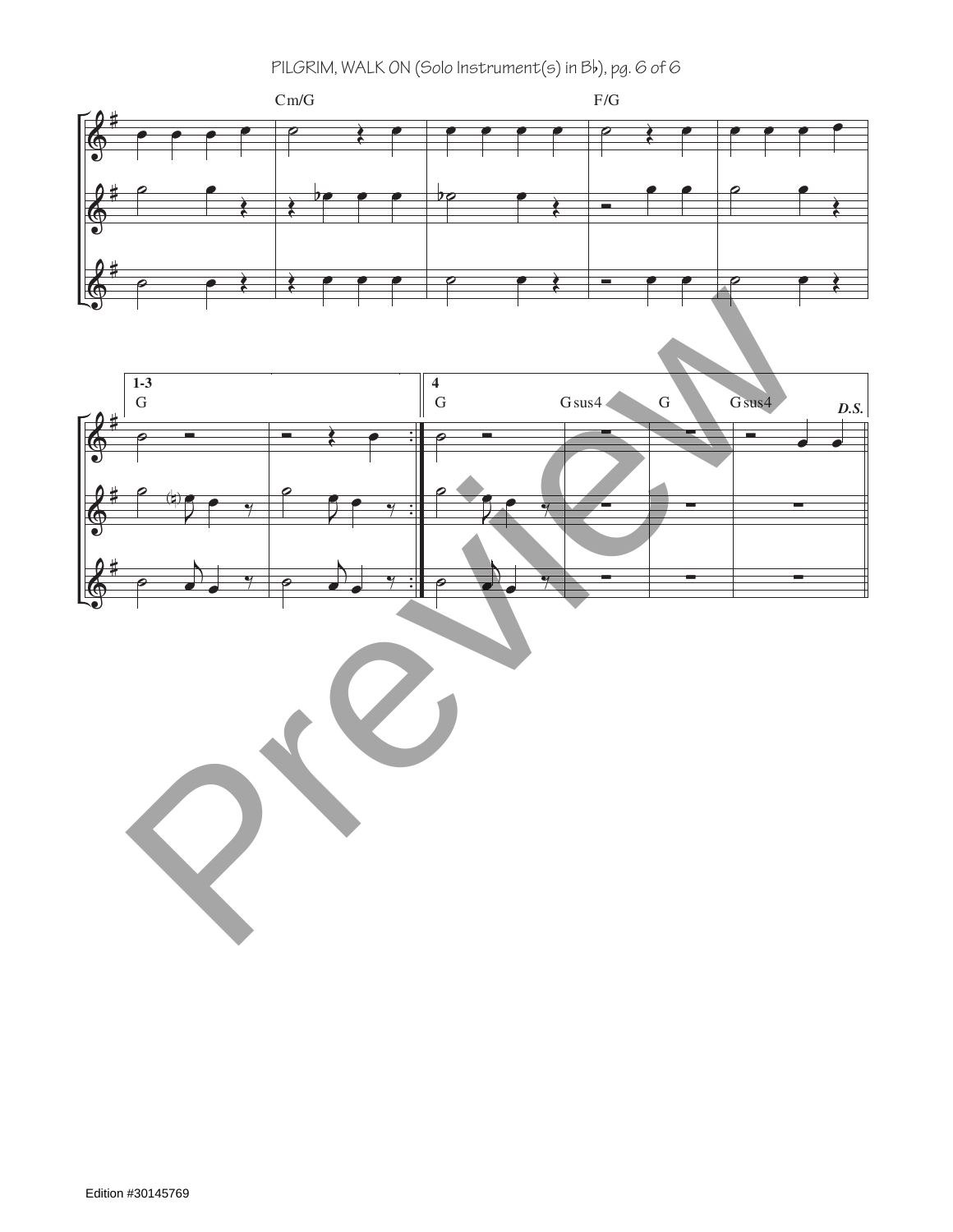Cm/G

F/G

1-3

G

4

G

Gsus4

G

Gsus4

*D.S.*

Edition #30145769